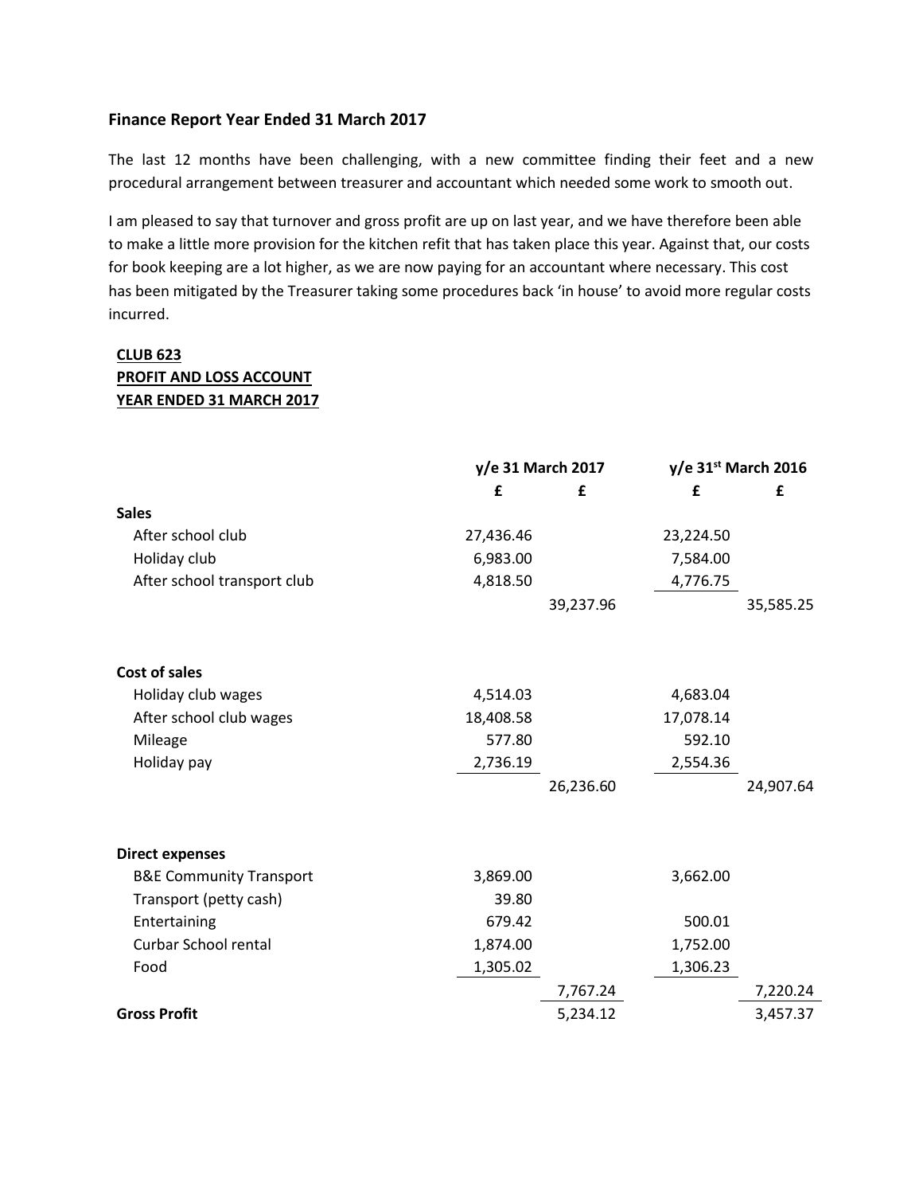## Finance Report Year Ended 31 March 2017

The last 12 months have been challenging, with a new committee finding their feet and a new procedural arrangement between treasurer and accountant which needed some work to smooth out.

I am pleased to say that turnover and gross profit are up on last year, and we have therefore been able to make a little more provision for the kitchen refit that has taken place this year. Against that, our costs for book keeping are a lot higher, as we are now paying for an accountant where necessary. This cost has been mitigated by the Treasurer taking some procedures back 'in house' to avoid more regular costs incurred.

**CLUB 623**
**PROFIT AND LOSS ACCOUNT**
**YEAR ENDED 31 MARCH 2017**

| | y/e 31 March 2017 | | y/e 31st March 2016 | |
|---|---|---|---|---|
| | £ | £ | £ | £ |
| **Sales** | | | | |
| After school club | 27,436.46 | | 23,224.50 | |
| Holiday club | 6,983.00 | | 7,584.00 | |
| After school transport club | 4,818.50 | | 4,776.75 | |
| | | 39,237.96 | | 35,585.25 |
| **Cost of sales** | | | | |
| Holiday club wages | 4,514.03 | | 4,683.04 | |
| After school club wages | 18,408.58 | | 17,078.14 | |
| Mileage | 577.80 | | 592.10 | |
| Holiday pay | 2,736.19 | | 2,554.36 | |
| | | 26,236.60 | | 24,907.64 |
| **Direct expenses** | | | | |
| B&E Community Transport | 3,869.00 | | 3,662.00 | |
| Transport (petty cash) | 39.80 | | | |
| Entertaining | 679.42 | | 500.01 | |
| Curbar School rental | 1,874.00 | | 1,752.00 | |
| Food | 1,305.02 | | 1,306.23 | |
| | | 7,767.24 | | 7,220.24 |
| **Gross Profit** | | 5,234.12 | | 3,457.37 |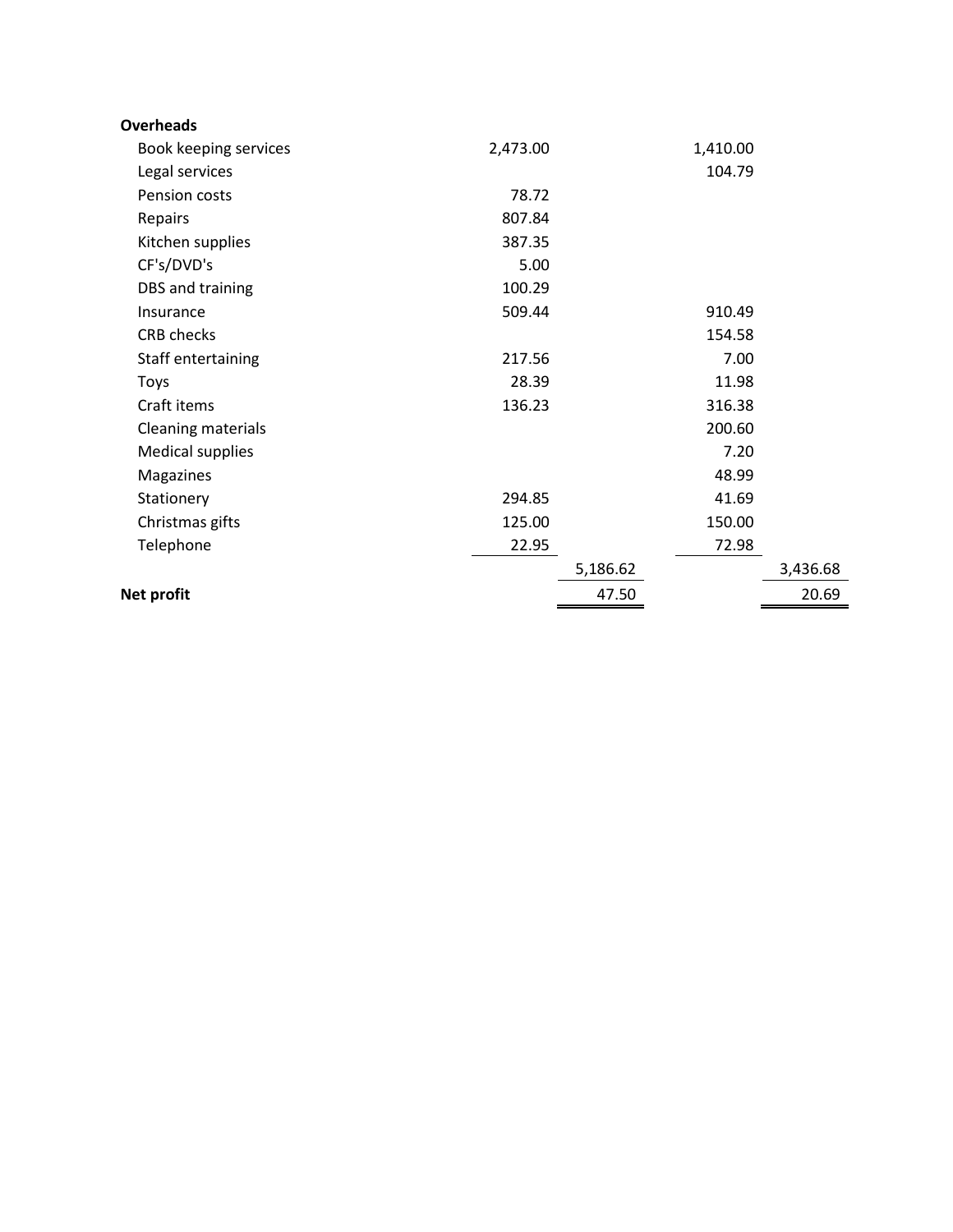| **Overheads** | | | | |
| --- | --- | --- | --- | --- |
| Book keeping services | 2,473.00 | | 1,410.00 | |
| Legal services | | | 104.79 | |
| Pension costs | 78.72 | | | |
| Repairs | 807.84 | | | |
| Kitchen supplies | 387.35 | | | |
| CF's/DVD's | 5.00 | | | |
| DBS and training | 100.29 | | | |
| Insurance | 509.44 | | 910.49 | |
| CRB checks | | | 154.58 | |
| Staff entertaining | 217.56 | | 7.00 | |
| Toys | 28.39 | | 11.98 | |
| Craft items | 136.23 | | 316.38 | |
| Cleaning materials | | | 200.60 | |
| Medical supplies | | | 7.20 | |
| Magazines | | | 48.99 | |
| Stationery | 294.85 | | 41.69 | |
| Christmas gifts | 125.00 | | 150.00 | |
| Telephone | 22.95 | | 72.98 | |
| | | 5,186.62 | | 3,436.68 |
| **Net profit** | | 47.50 | | 20.69 |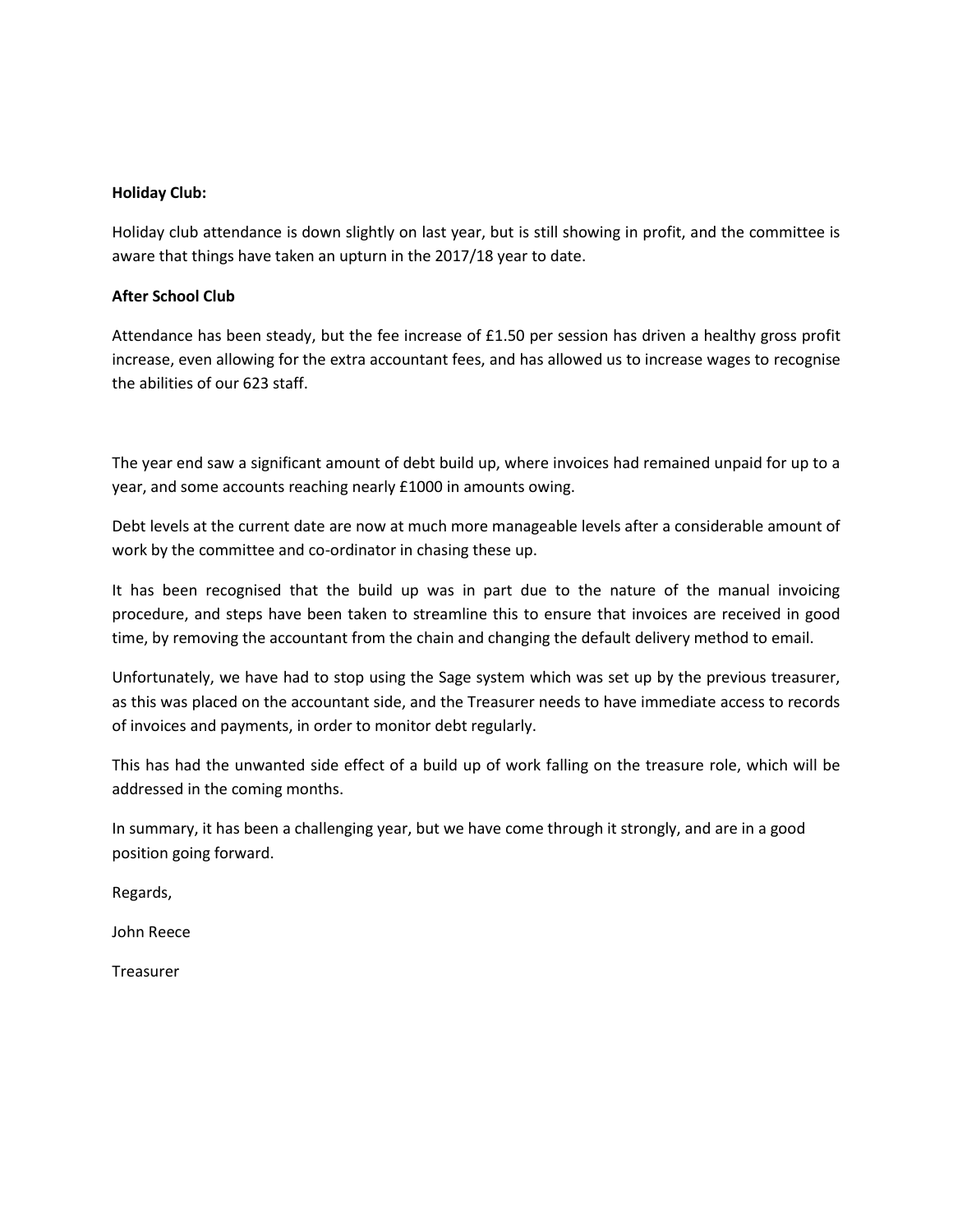**Holiday Club:**

Holiday club attendance is down slightly on last year, but is still showing in profit, and the committee is aware that things have taken an upturn in the 2017/18 year to date.

**After School Club**

Attendance has been steady, but the fee increase of £1.50 per session has driven a healthy gross profit increase, even allowing for the extra accountant fees, and has allowed us to increase wages to recognise the abilities of our 623 staff.

The year end saw a significant amount of debt build up, where invoices had remained unpaid for up to a year, and some accounts reaching nearly £1000 in amounts owing.

Debt levels at the current date are now at much more manageable levels after a considerable amount of work by the committee and co-ordinator in chasing these up.

It has been recognised that the build up was in part due to the nature of the manual invoicing procedure, and steps have been taken to streamline this to ensure that invoices are received in good time, by removing the accountant from the chain and changing the default delivery method to email.

Unfortunately, we have had to stop using the Sage system which was set up by the previous treasurer, as this was placed on the accountant side, and the Treasurer needs to have immediate access to records of invoices and payments, in order to monitor debt regularly.

This has had the unwanted side effect of a build up of work falling on the treasure role, which will be addressed in the coming months.

In summary, it has been a challenging year, but we have come through it strongly, and are in a good position going forward.

Regards,

John Reece

Treasurer